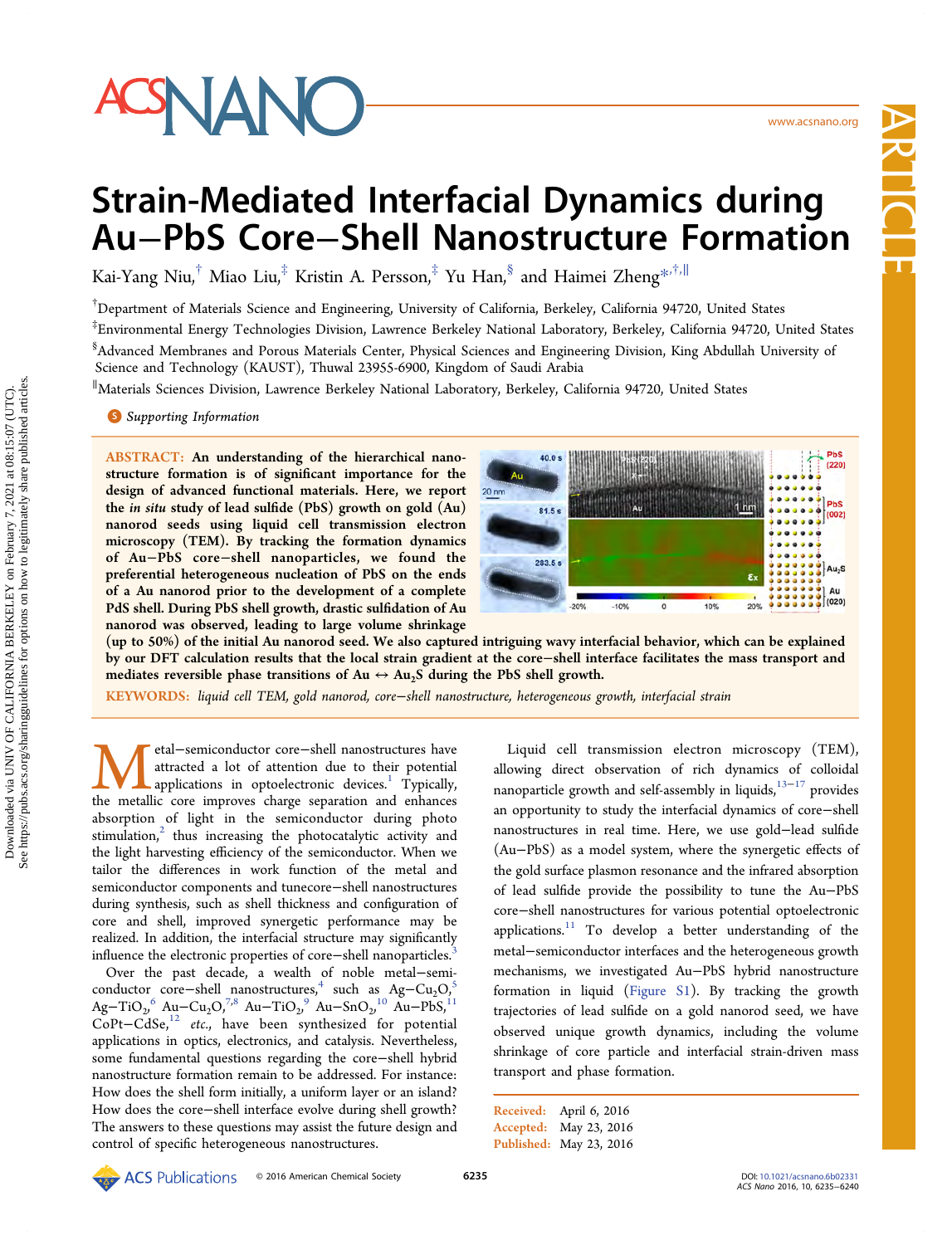# Strain-Mediated Interfacial Dynamics during Au–PbS Core–Shell Nanostructure Formation

Kai-Yang Niu,[†] Miao Liu,[‡] Kristin A. Persson,[‡] Yu Han,[§] and Haimei Zheng[*,†,∥]

[†]Department of Materials Science and Engineering, University of California, Berkeley, California 94720, United States

[‡]Environmental Energy Technologies Division, Lawrence Berkeley National Laboratory, Berkeley, California 94720, United States

[§]Advanced Membranes and Porous Materials Center, Physical Sciences and Engineering Division, King Abdullah University of Science and Technology (KAUST), Thuwal 23955-6900, Kingdom of Saudi Arabia

[∥]Materials Sciences Division, Lawrence Berkeley National Laboratory, Berkeley, California 94720, United States

**Supporting Information**

**ABSTRACT: An understanding of the hierarchical nanostructure formation is of significant importance for the design of advanced functional materials. Here, we report the *in situ* study of lead sulfide (PbS) growth on gold (Au) nanorod seeds using liquid cell transmission electron microscopy (TEM). By tracking the formation dynamics of Au–PbS core–shell nanoparticles, we found the preferential heterogeneous nucleation of PbS on the ends of a Au nanorod prior to the development of a complete PdS shell. During PbS shell growth, drastic sulfidation of Au nanorod was observed, leading to large volume shrinkage (up to 50%) of the initial Au nanorod seed. We also captured intriguing wavy interfacial behavior, which can be explained by our DFT calculation results that the local strain gradient at the core–shell interface facilitates the mass transport and mediates reversible phase transitions of Au ↔ $Au_2S$ during the PbS shell growth.**

**KEYWORDS:** *liquid cell TEM, gold nanorod, core–shell nanostructure, heterogeneous growth, interfacial strain*

Metal–semiconductor core–shell nanostructures have attracted a lot of attention due to their potential applications in optoelectronic devices.[1] Typically, the metallic core improves charge separation and enhances absorption of light in the semiconductor during photo stimulation,[2] thus increasing the photocatalytic activity and the light harvesting efficiency of the semiconductor. When we tailor the differences in work function of the metal and semiconductor components and tunecore–shell nanostructures during synthesis, such as shell thickness and configuration of core and shell, improved synergetic performance may be realized. In addition, the interfacial structure may significantly influence the electronic properties of core–shell nanoparticles.[3]

Over the past decade, a wealth of noble metal–semiconductor core–shell nanostructures,[4] such as Ag–$Cu_2O$,[5] Ag–$TiO_2$,[6] Au–$Cu_2O$,[7,8] Au–$TiO_2$,[9] Au–$SnO_2$,[10] Au–PbS,[11] CoPt–CdSe,[12] *etc.*, have been synthesized for potential applications in optics, electronics, and catalysis. Nevertheless, some fundamental questions regarding the core–shell hybrid nanostructure formation remain to be addressed. For instance: How does the shell form initially, a uniform layer or an island? How does the core–shell interface evolve during shell growth? The answers to these questions may assist the future design and control of specific heterogeneous nanostructures.

Liquid cell transmission electron microscopy (TEM), allowing direct observation of rich dynamics of colloidal nanoparticle growth and self-assembly in liquids,[13–17] provides an opportunity to study the interfacial dynamics of core–shell nanostructures in real time. Here, we use gold–lead sulfide (Au–PbS) as a model system, where the synergetic effects of the gold surface plasmon resonance and the infrared absorption of lead sulfide provide the possibility to tune the Au–PbS core–shell nanostructures for various potential optoelectronic applications.[11] To develop a better understanding of the metal–semiconductor interfaces and the heterogeneous growth mechanisms, we investigated Au–PbS hybrid nanostructure formation in liquid (Figure S1). By tracking the growth trajectories of lead sulfide on a gold nanorod seed, we have observed unique growth dynamics, including the volume shrinkage of core particle and interfacial strain-driven mass transport and phase formation.

Received: April 6, 2016
Accepted: May 23, 2016
Published: May 23, 2016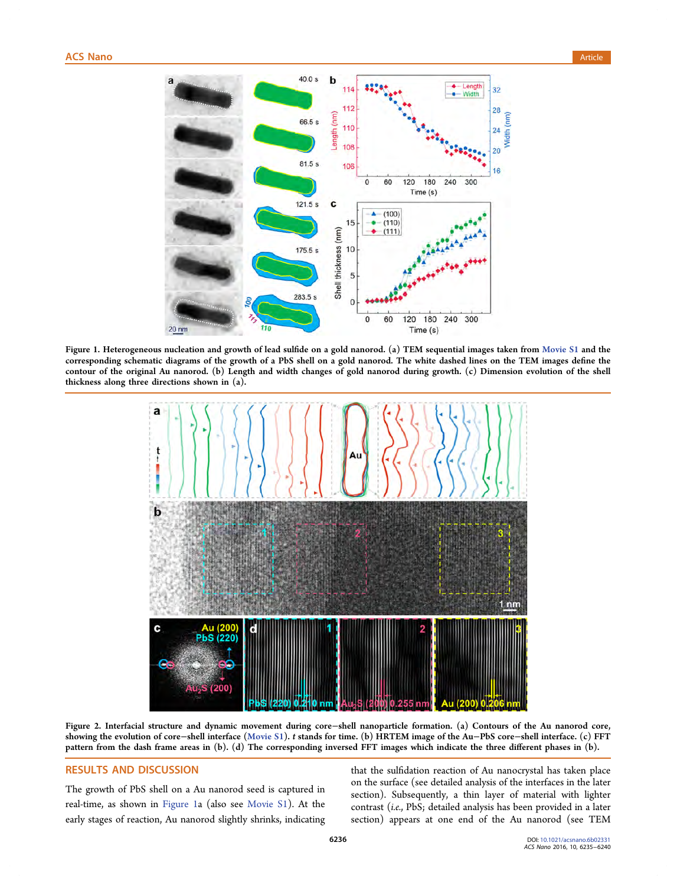**Figure 1. Heterogeneous nucleation and growth of lead sulfide on a gold nanorod.** (a) TEM sequential images taken from Movie S1 and the corresponding schematic diagrams of the growth of a PbS shell on a gold nanorod. The white dashed lines on the TEM images define the contour of the original Au nanorod. (b) Length and width changes of gold nanorod during growth. (c) Dimension evolution of the shell thickness along three directions shown in (a).

**Figure 2. Interfacial structure and dynamic movement during core−shell nanoparticle formation.** (a) Contours of the Au nanorod core, showing the evolution of core−shell interface (Movie S1). *t* stands for time. (b) HRTEM image of the Au−PbS core−shell interface. (c) FFT pattern from the dash frame areas in (b). (d) The corresponding inversed FFT images which indicate the three different phases in (b).

## RESULTS AND DISCUSSION

The growth of PbS shell on a Au nanorod seed is captured in real-time, as shown in Figure 1a (also see Movie S1). At the early stages of reaction, Au nanorod slightly shrinks, indicating that the sulfidation reaction of Au nanocrystal has taken place on the surface (see detailed analysis of the interfaces in the later section). Subsequently, a thin layer of material with lighter contrast (*i.e.*, PbS; detailed analysis has been provided in a later section) appears at one end of the Au nanorod (see TEM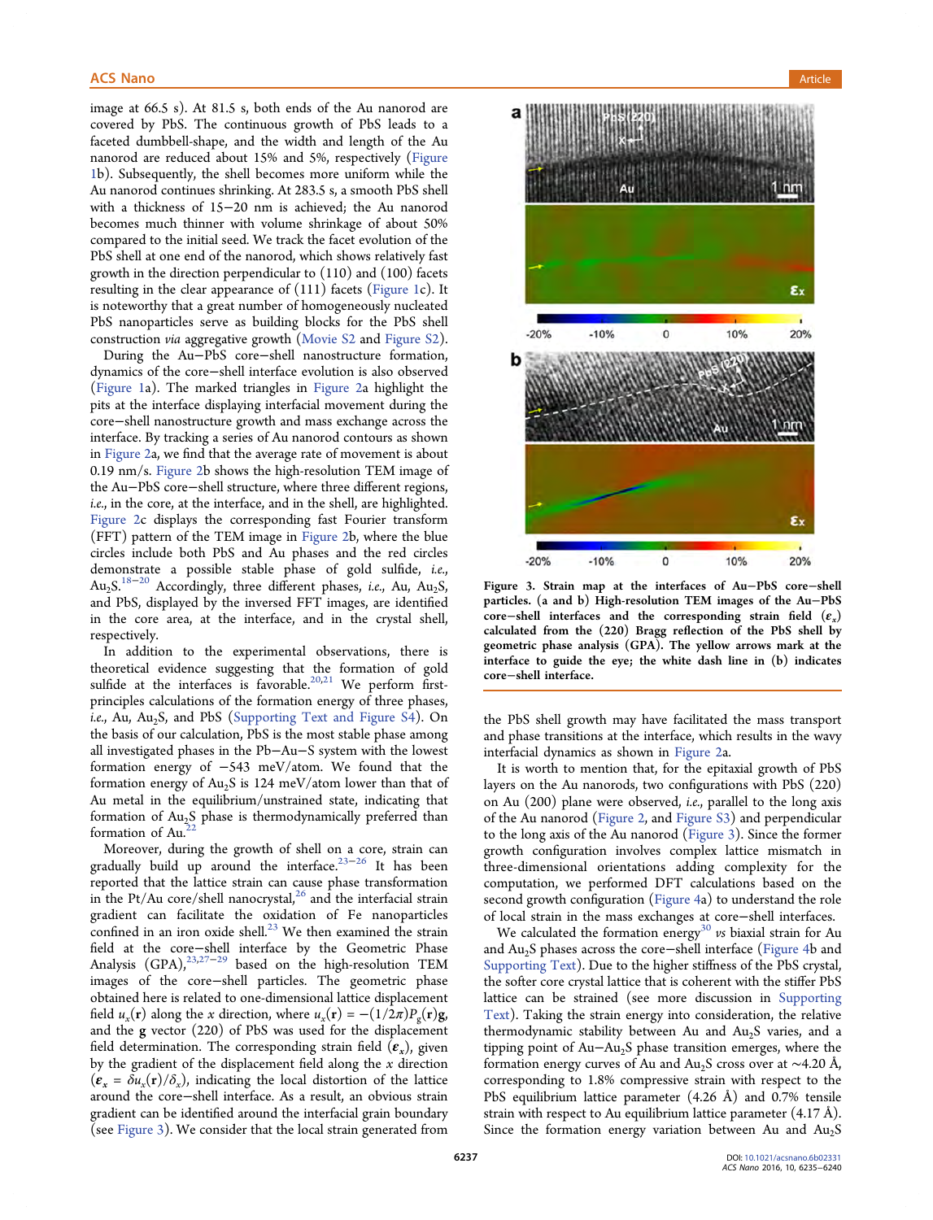image at 66.5 s). At 81.5 s, both ends of the Au nanorod are covered by PbS. The continuous growth of PbS leads to a faceted dumbbell-shape, and the width and length of the Au nanorod are reduced about 15% and 5%, respectively (Figure 1b). Subsequently, the shell becomes more uniform while the Au nanorod continues shrinking. At 283.5 s, a smooth PbS shell with a thickness of 15−20 nm is achieved; the Au nanorod becomes much thinner with volume shrinkage of about 50% compared to the initial seed. We track the facet evolution of the PbS shell at one end of the nanorod, which shows relatively fast growth in the direction perpendicular to (110) and (100) facets resulting in the clear appearance of (111) facets (Figure 1c). It is noteworthy that a great number of homogeneously nucleated PbS nanoparticles serve as building blocks for the PbS shell construction *via* aggregative growth (Movie S2 and Figure S2).

During the Au−PbS core−shell nanostructure formation, dynamics of the core−shell interface evolution is also observed (Figure 1a). The marked triangles in Figure 2a highlight the pits at the interface displaying interfacial movement during the core−shell nanostructure growth and mass exchange across the interface. By tracking a series of Au nanorod contours as shown in Figure 2a, we find that the average rate of movement is about 0.19 nm/s. Figure 2b shows the high-resolution TEM image of the Au−PbS core−shell structure, where three different regions, *i.e.*, in the core, at the interface, and in the shell, are highlighted. Figure 2c displays the corresponding fast Fourier transform (FFT) pattern of the TEM image in Figure 2b, where the blue circles include both PbS and Au phases and the red circles demonstrate a possible stable phase of gold sulfide, *i.e.*, $Au_2S$.[18−20] Accordingly, three different phases, *i.e.*, Au, $Au_2S$, and PbS, displayed by the inversed FFT images, are identified in the core area, at the interface, and in the crystal shell, respectively.

In addition to the experimental observations, there is theoretical evidence suggesting that the formation of gold sulfide at the interfaces is favorable.[20,21] We perform first-principles calculations of the formation energy of three phases, *i.e.*, Au, $Au_2S$, and PbS (Supporting Text and Figure S4). On the basis of our calculation, PbS is the most stable phase among all investigated phases in the Pb−Au−S system with the lowest formation energy of −543 meV/atom. We found that the formation energy of $Au_2S$ is 124 meV/atom lower than that of Au metal in the equilibrium/unstrained state, indicating that formation of $Au_2S$ phase is thermodynamically preferred than formation of Au.[22]

Moreover, during the growth of shell on a core, strain can gradually build up around the interface.[23−26] It has been reported that the lattice strain can cause phase transformation in the Pt/Au core/shell nanocrystal,[26] and the interfacial strain gradient can facilitate the oxidation of Fe nanoparticles confined in an iron oxide shell.[23] We then examined the strain field at the core−shell interface by the Geometric Phase Analysis (GPA),[23,27−29] based on the high-resolution TEM images of the core−shell particles. The geometric phase obtained here is related to one-dimensional lattice displacement field $u_x(\mathbf{r})$ along the $x$ direction, where $u_x(\mathbf{r}) = -(1/2\pi)P_g(\mathbf{r})\mathbf{g}$, and the **g** vector (220) of PbS was used for the displacement field determination. The corresponding strain field ($\varepsilon_x$), given by the gradient of the displacement field along the $x$ direction ($\varepsilon_x = \delta u_x(\mathbf{r})/\delta_x$), indicating the local distortion of the lattice around the core−shell interface. As a result, an obvious strain gradient can be identified around the interfacial grain boundary (see Figure 3). We consider that the local strain generated from the PbS shell growth may have facilitated the mass transport and phase transitions at the interface, which results in the wavy interfacial dynamics as shown in Figure 2a.

**Figure 3. Strain map at the interfaces of Au−PbS core−shell particles. (a and b) High-resolution TEM images of the Au−PbS core−shell interfaces and the corresponding strain field ($\varepsilon_x$) calculated from the (220) Bragg reflection of the PbS shell by geometric phase analysis (GPA). The yellow arrows mark at the interface to guide the eye; the white dash line in (b) indicates core−shell interface.**

It is worth to mention that, for the epitaxial growth of PbS layers on the Au nanorods, two configurations with PbS (220) on Au (200) plane were observed, *i.e.*, parallel to the long axis of the Au nanorod (Figure 2, and Figure S3) and perpendicular to the long axis of the Au nanorod (Figure 3). Since the former growth configuration involves complex lattice mismatch in three-dimensional orientations adding complexity for the computation, we performed DFT calculations based on the second growth configuration (Figure 4a) to understand the role of local strain in the mass exchanges at core−shell interfaces.

We calculated the formation energy[30] *vs* biaxial strain for Au and $Au_2S$ phases across the core−shell interface (Figure 4b and Supporting Text). Due to the higher stiffness of the PbS crystal, the softer core crystal lattice that is coherent with the stiffer PbS lattice can be strained (see more discussion in Supporting Text). Taking the strain energy into consideration, the relative thermodynamic stability between Au and $Au_2S$ varies, and a tipping point of Au−$Au_2S$ phase transition emerges, where the formation energy curves of Au and $Au_2S$ cross over at ∼4.20 Å, corresponding to 1.8% compressive strain with respect to the PbS equilibrium lattice parameter (4.26 Å) and 0.7% tensile strain with respect to Au equilibrium lattice parameter (4.17 Å). Since the formation energy variation between Au and $Au_2S$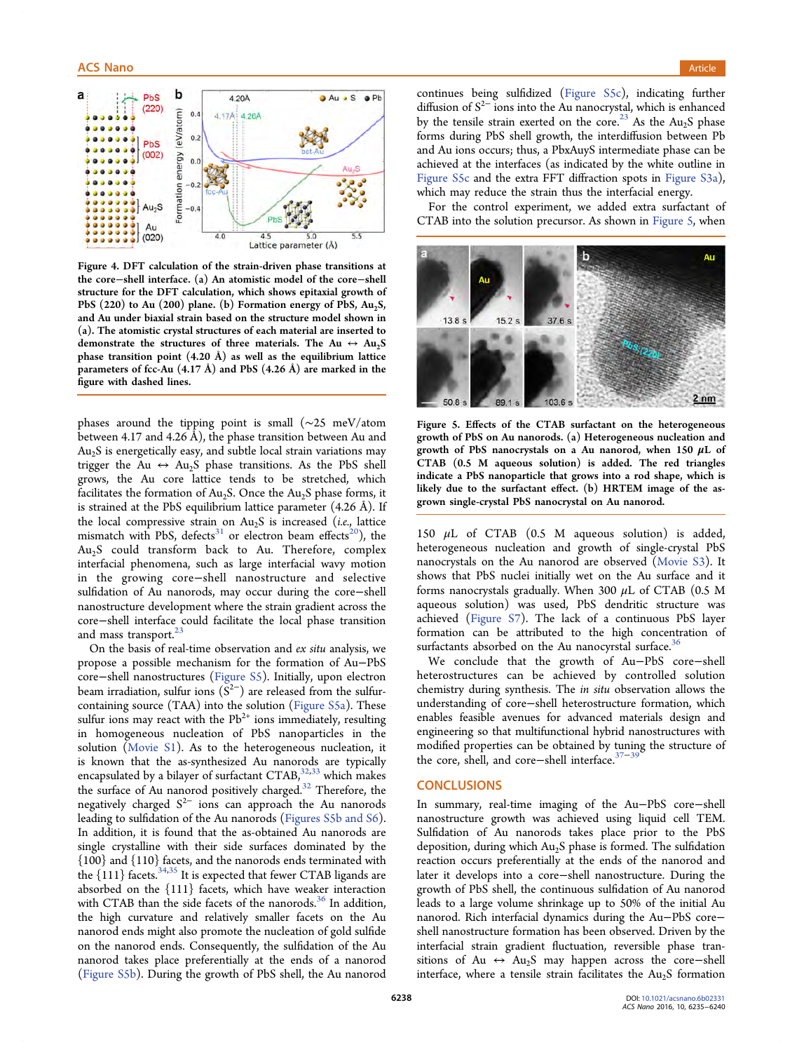**Figure 4. DFT calculation of the strain-driven phase transitions at the core–shell interface. (a) An atomistic model of the core–shell structure for the DFT calculation, which shows epitaxial growth of PbS (220) to Au (200) plane. (b) Formation energy of PbS, $Au_2S$, and Au under biaxial strain based on the structure model shown in (a). The atomistic crystal structures of each material are inserted to demonstrate the structures of three materials. The Au ↔ $Au_2S$ phase transition point (4.20 Å) as well as the equilibrium lattice parameters of fcc-Au (4.17 Å) and PbS (4.26 Å) are marked in the figure with dashed lines.**

phases around the tipping point is small (~25 meV/atom between 4.17 and 4.26 Å), the phase transition between Au and $Au_2S$ is energetically easy, and subtle local strain variations may trigger the Au ↔ $Au_2S$ phase transitions. As the PbS shell grows, the Au core lattice tends to be stretched, which facilitates the formation of $Au_2S$. Once the $Au_2S$ phase forms, it is strained at the PbS equilibrium lattice parameter (4.26 Å). If the local compressive strain on $Au_2S$ is increased (*i.e.*, lattice mismatch with PbS, defects[31] or electron beam effects[20]), the $Au_2S$ could transform back to Au. Therefore, complex interfacial phenomena, such as large interfacial wavy motion in the growing core–shell nanostructure and selective sulfidation of Au nanorods, may occur during the core–shell nanostructure development where the strain gradient across the core–shell interface could facilitate the local phase transition and mass transport.[23]

On the basis of real-time observation and *ex situ* analysis, we propose a possible mechanism for the formation of Au–PbS core–shell nanostructures (Figure S5). Initially, upon electron beam irradiation, sulfur ions ($S^{2-}$) are released from the sulfur-containing source (TAA) into the solution (Figure S5a). These sulfur ions may react with the $Pb^{2+}$ ions immediately, resulting in homogeneous nucleation of PbS nanoparticles in the solution (Movie S1). As to the heterogeneous nucleation, it is known that the as-synthesized Au nanorods are typically encapsulated by a bilayer of surfactant CTAB,[32,33] which makes the surface of Au nanorod positively charged.[32] Therefore, the negatively charged $S^{2-}$ ions can approach the Au nanorods leading to sulfidation of the Au nanorods (Figures S5b and S6). In addition, it is found that the as-obtained Au nanorods are single crystalline with their side surfaces dominated by the {100} and {110} facets, and the nanorods ends terminated with the {111} facets.[34,35] It is expected that fewer CTAB ligands are absorbed on the {111} facets, which have weaker interaction with CTAB than the side facets of the nanorods.[36] In addition, the high curvature and relatively smaller facets on the Au nanorod ends might also promote the nucleation of gold sulfide on the nanorod ends. Consequently, the sulfidation of the Au nanorod takes place preferentially at the ends of a nanorod (Figure S5b). During the growth of PbS shell, the Au nanorod continues being sulfidized (Figure S5c), indicating further diffusion of $S^{2-}$ ions into the Au nanocrystal, which is enhanced by the tensile strain exerted on the core.[23] As the $Au_2S$ phase forms during PbS shell growth, the interdiffusion between Pb and Au ions occurs; thus, a PbxAuyS intermediate phase can be achieved at the interfaces (as indicated by the white outline in Figure S5c and the extra FFT diffraction spots in Figure S3a), which may reduce the strain thus the interfacial energy.

For the control experiment, we added extra surfactant of CTAB into the solution precursor. As shown in Figure 5, when 150 μL of CTAB (0.5 M aqueous solution) is added, heterogeneous nucleation and growth of single-crystal PbS nanocrystals on the Au nanorod are observed (Movie S3). It shows that PbS nuclei initially wet on the Au surface and it forms nanocrystals gradually. When 300 μL of CTAB (0.5 M aqueous solution) was used, PbS dendritic structure was achieved (Figure S7). The lack of a continuous PbS layer formation can be attributed to the high concentration of surfactants absorbed on the Au nanocrystal surface.[36]

**Figure 5. Effects of the CTAB surfactant on the heterogeneous growth of PbS on Au nanorods. (a) Heterogeneous nucleation and growth of PbS nanocrystals on a Au nanorod, when 150 μL of CTAB (0.5 M aqueous solution) is added. The red triangles indicate a PbS nanoparticle that grows into a rod shape, which is likely due to the surfactant effect. (b) HRTEM image of the as-grown single-crystal PbS nanocrystal on Au nanorod.**

We conclude that the growth of Au–PbS core–shell heterostructures can be achieved by controlled solution chemistry during synthesis. The *in situ* observation allows the understanding of core–shell heterostructure formation, which enables feasible avenues for advanced materials design and engineering so that multifunctional hybrid nanostructures with modified properties can be obtained by tuning the structure of the core, shell, and core–shell interface.[37−39]

## CONCLUSIONS

In summary, real-time imaging of the Au–PbS core–shell nanostructure growth was achieved using liquid cell TEM. Sulfidation of Au nanorods takes place prior to the PbS deposition, during which $Au_2S$ phase is formed. The sulfidation reaction occurs preferentially at the ends of the nanorod and later it develops into a core–shell nanostructure. During the growth of PbS shell, the continuous sulfidation of Au nanorod leads to a large volume shrinkage up to 50% of the initial Au nanorod. Rich interfacial dynamics during the Au–PbS core–shell nanostructure formation has been observed. Driven by the interfacial strain gradient fluctuation, reversible phase transitions of Au ↔ $Au_2S$ may happen across the core–shell interface, where a tensile strain facilitates the $Au_2S$ formation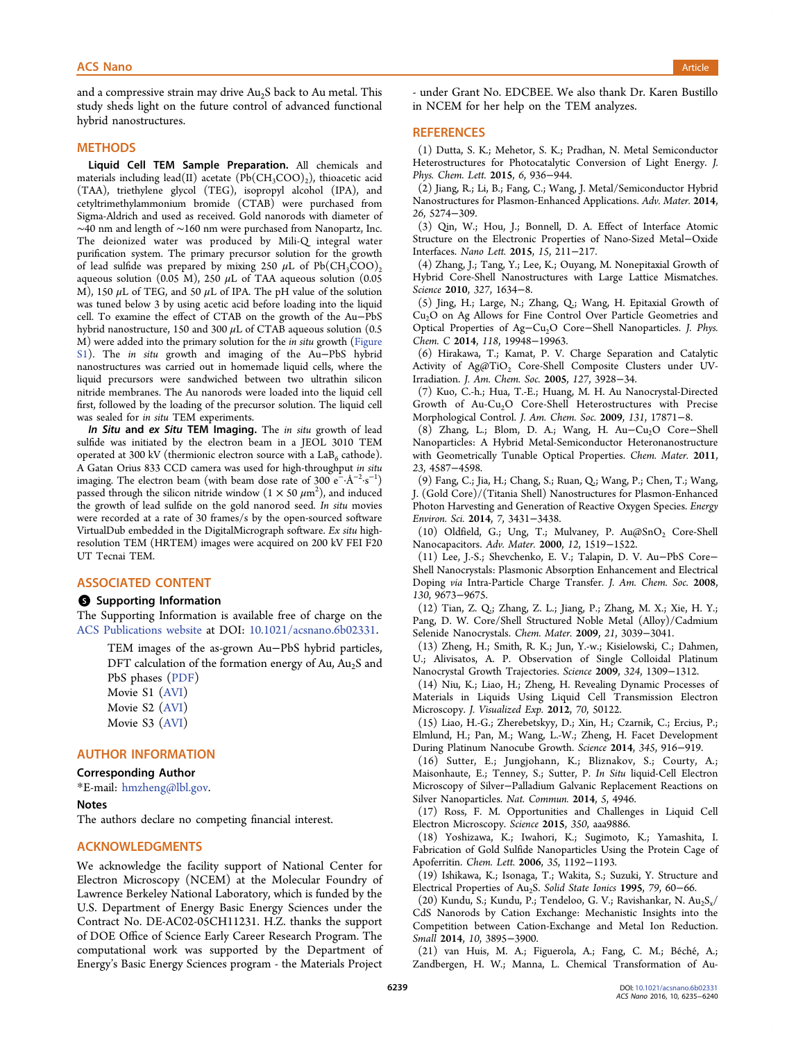and a compressive strain may drive $Au_2S$ back to Au metal. This study sheds light on the future control of advanced functional hybrid nanostructures.

## METHODS

**Liquid Cell TEM Sample Preparation.** All chemicals and materials including lead(II) acetate ($Pb(CH_3COO)_2$), thioacetic acid (TAA), triethylene glycol (TEG), isopropyl alcohol (IPA), and cetyltrimethylammonium bromide (CTAB) were purchased from Sigma-Aldrich and used as received. Gold nanorods with diameter of ~40 nm and length of ~160 nm were purchased from Nanopartz, Inc. The deionized water was produced by Mili-Q integral water purification system. The primary precursor solution for the growth of lead sulfide was prepared by mixing 250 $\mu$L of $Pb(CH_3COO)_2$ aqueous solution (0.05 M), 250 $\mu$L of TAA aqueous solution (0.05 M), 150 $\mu$L of TEG, and 50 $\mu$L of IPA. The pH value of the solution was tuned below 3 by using acetic acid before loading into the liquid cell. To examine the effect of CTAB on the growth of the Au−PbS hybrid nanostructure, 150 and 300 $\mu$L of CTAB aqueous solution (0.5 M) were added into the primary solution for the *in situ* growth (Figure S1). The *in situ* growth and imaging of the Au−PbS hybrid nanostructures was carried out in homemade liquid cells, where the liquid precursors were sandwiched between two ultrathin silicon nitride membranes. The Au nanorods were loaded into the liquid cell first, followed by the loading of the precursor solution. The liquid cell was sealed for *in situ* TEM experiments.

***In Situ* and *ex Situ* TEM Imaging.** The *in situ* growth of lead sulfide was initiated by the electron beam in a JEOL 3010 TEM operated at 300 kV (thermionic electron source with a $LaB_6$ cathode). A Gatan Orius 833 CCD camera was used for high-throughput *in situ* imaging. The electron beam (with beam dose rate of 300 $e^-\cdot Å^{-2}\cdot s^{-1}$) passed through the silicon nitride window ($1 \times 50$ $\mu m^2$), and induced the growth of lead sulfide on the gold nanorod seed. *In situ* movies were recorded at a rate of 30 frames/s by the open-sourced software VirtualDub embedded in the DigitalMicrograph software. *Ex situ* high-resolution TEM (HRTEM) images were acquired on 200 kV FEI F20 UT Tecnai TEM.

## ASSOCIATED CONTENT

### Supporting Information

The Supporting Information is available free of charge on the ACS Publications website at DOI: 10.1021/acsnano.6b02331.

TEM images of the as-grown Au−PbS hybrid particles, DFT calculation of the formation energy of Au, $Au_2S$ and PbS phases (PDF)
Movie S1 (AVI)
Movie S2 (AVI)
Movie S3 (AVI)

## AUTHOR INFORMATION

### Corresponding Author

*E-mail: hmzheng@lbl.gov.

### Notes

The authors declare no competing financial interest.

## ACKNOWLEDGMENTS

We acknowledge the facility support of National Center for Electron Microscopy (NCEM) at the Molecular Foundry of Lawrence Berkeley National Laboratory, which is funded by the U.S. Department of Energy Basic Energy Sciences under the Contract No. DE-AC02-05CH11231. H.Z. thanks the support of DOE Office of Science Early Career Research Program. The computational work was supported by the Department of Energy's Basic Energy Sciences program - the Materials Project - under Grant No. EDCBEE. We also thank Dr. Karen Bustillo in NCEM for her help on the TEM analyzes.

## REFERENCES

(1) Dutta, S. K.; Mehetor, S. K.; Pradhan, N. Metal Semiconductor Heterostructures for Photocatalytic Conversion of Light Energy. *J. Phys. Chem. Lett.* **2015**, *6*, 936−944.

(2) Jiang, R.; Li, B.; Fang, C.; Wang, J. Metal/Semiconductor Hybrid Nanostructures for Plasmon-Enhanced Applications. *Adv. Mater.* **2014**, *26*, 5274−309.

(3) Qin, W.; Hou, J.; Bonnell, D. A. Effect of Interface Atomic Structure on the Electronic Properties of Nano-Sized Metal−Oxide Interfaces. *Nano Lett.* **2015**, *15*, 211−217.

(4) Zhang, J.; Tang, Y.; Lee, K.; Ouyang, M. Nonepitaxial Growth of Hybrid Core-Shell Nanostructures with Large Lattice Mismatches. *Science* **2010**, *327*, 1634−8.

(5) Jing, H.; Large, N.; Zhang, Q.; Wang, H. Epitaxial Growth of $Cu_2O$ on Ag Allows for Fine Control Over Particle Geometries and Optical Properties of Ag−$Cu_2O$ Core−Shell Nanoparticles. *J. Phys. Chem. C* **2014**, *118*, 19948−19963.

(6) Hirakawa, T.; Kamat, P. V. Charge Separation and Catalytic Activity of Ag@$TiO_2$ Core-Shell Composite Clusters under UV-Irradiation. *J. Am. Chem. Soc.* **2005**, *127*, 3928−34.

(7) Kuo, C.-h.; Hua, T.-E.; Huang, M. H. Au Nanocrystal-Directed Growth of Au-$Cu_2O$ Core-Shell Heterostructures with Precise Morphological Control. *J. Am. Chem. Soc.* **2009**, *131*, 17871−8.

(8) Zhang, L.; Blom, D. A.; Wang, H. Au−$Cu_2O$ Core−Shell Nanoparticles: A Hybrid Metal-Semiconductor Heteronanostructure with Geometrically Tunable Optical Properties. *Chem. Mater.* **2011**, *23*, 4587−4598.

(9) Fang, C.; Jia, H.; Chang, S.; Ruan, Q.; Wang, P.; Chen, T.; Wang, J. (Gold Core)/(Titania Shell) Nanostructures for Plasmon-Enhanced Photon Harvesting and Generation of Reactive Oxygen Species. *Energy Environ. Sci.* **2014**, *7*, 3431−3438.

(10) Oldfield, G.; Ung, T.; Mulvaney, P. Au@$SnO_2$ Core-Shell Nanocapacitors. *Adv. Mater.* **2000**, *12*, 1519−1522.

(11) Lee, J.-S.; Shevchenko, E. V.; Talapin, D. V. Au−PbS Core−Shell Nanocrystals: Plasmonic Absorption Enhancement and Electrical Doping *via* Intra-Particle Charge Transfer. *J. Am. Chem. Soc.* **2008**, *130*, 9673−9675.

(12) Tian, Z. Q.; Zhang, Z. L.; Jiang, P.; Zhang, M. X.; Xie, H. Y.; Pang, D. W. Core/Shell Structured Noble Metal (Alloy)/Cadmium Selenide Nanocrystals. *Chem. Mater.* **2009**, *21*, 3039−3041.

(13) Zheng, H.; Smith, R. K.; Jun, Y.-w.; Kisielowski, C.; Dahmen, U.; Alivisatos, A. P. Observation of Single Colloidal Platinum Nanocrystal Growth Trajectories. *Science* **2009**, *324*, 1309−1312.

(14) Niu, K.; Liao, H.; Zheng, H. Revealing Dynamic Processes of Materials in Liquids Using Liquid Cell Transmission Electron Microscopy. *J. Visualized Exp.* **2012**, *70*, 50122.

(15) Liao, H.-G.; Zherebetskyy, D.; Xin, H.; Czarnik, C.; Ercius, P.; Elmlund, H.; Pan, M.; Wang, L.-W.; Zheng, H. Facet Development During Platinum Nanocube Growth. *Science* **2014**, *345*, 916−919.

(16) Sutter, E.; Jungjohann, K.; Bliznakov, S.; Courty, A.; Maisonhaute, E.; Tenney, S.; Sutter, P. *In Situ* liquid-Cell Electron Microscopy of Silver−Palladium Galvanic Replacement Reactions on Silver Nanoparticles. *Nat. Commun.* **2014**, *5*, 4946.

(17) Ross, F. M. Opportunities and Challenges in Liquid Cell Electron Microscopy. *Science* **2015**, *350*, aaa9886.

(18) Yoshizawa, K.; Iwahori, K.; Sugimoto, K.; Yamashita, I. Fabrication of Gold Sulfide Nanoparticles Using the Protein Cage of Apoferritin. *Chem. Lett.* **2006**, *35*, 1192−1193.

(19) Ishikawa, K.; Isonaga, T.; Wakita, S.; Suzuki, Y. Structure and Electrical Properties of $Au_2S$. *Solid State Ionics* **1995**, *79*, 60−66.

(20) Kundu, S.; Kundu, P.; Tendeloo, G. V.; Ravishankar, N. $Au_2S_x$/CdS Nanorods by Cation Exchange: Mechanistic Insights into the Competition between Cation-Exchange and Metal Ion Reduction. *Small* **2014**, *10*, 3895−3900.

(21) van Huis, M. A.; Figuerola, A.; Fang, C. M.; Béché, A.; Zandbergen, H. W.; Manna, L. Chemical Transformation of Au-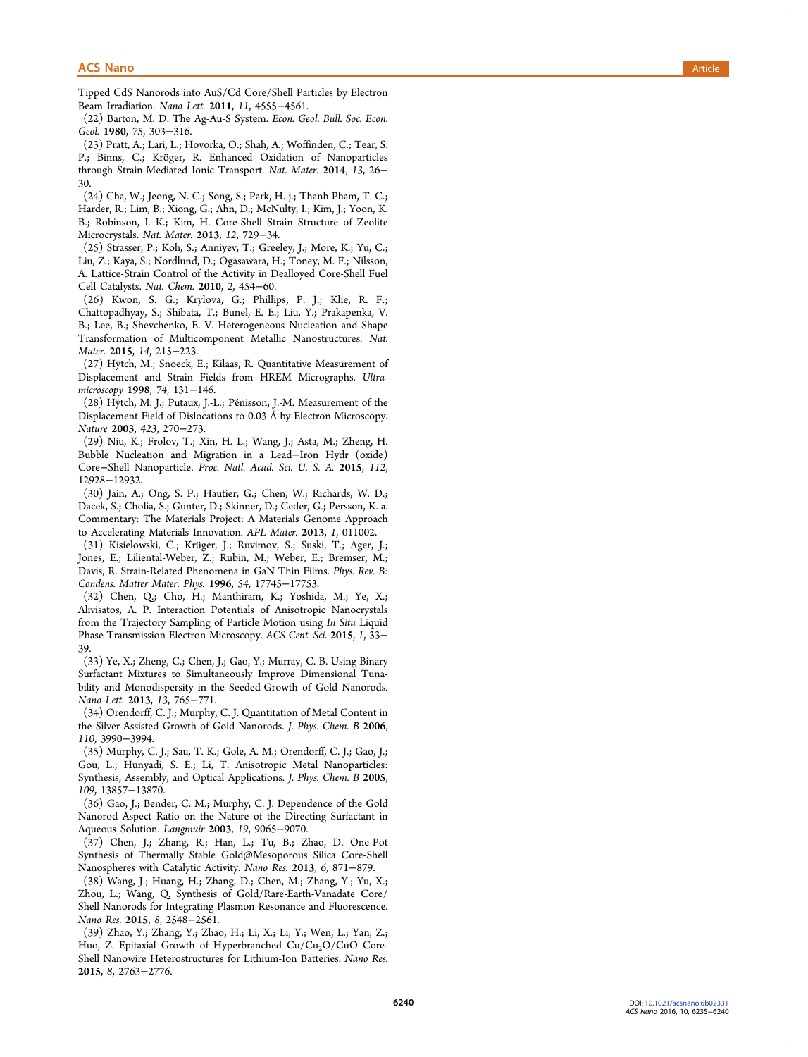Tipped CdS Nanorods into AuS/Cd Core/Shell Particles by Electron Beam Irradiation. *Nano Lett.* **2011**, *11*, 4555−4561.

(22) Barton, M. D. The Ag-Au-S System. *Econ. Geol. Bull. Soc. Econ. Geol.* **1980**, *75*, 303−316.

(23) Pratt, A.; Lari, L.; Hovorka, O.; Shah, A.; Woffinden, C.; Tear, S. P.; Binns, C.; Kröger, R. Enhanced Oxidation of Nanoparticles through Strain-Mediated Ionic Transport. *Nat. Mater.* **2014**, *13*, 26−30.

(24) Cha, W.; Jeong, N. C.; Song, S.; Park, H.-j.; Thanh Pham, T. C.; Harder, R.; Lim, B.; Xiong, G.; Ahn, D.; McNulty, I.; Kim, J.; Yoon, K. B.; Robinson, I. K.; Kim, H. Core-Shell Strain Structure of Zeolite Microcrystals. *Nat. Mater.* **2013**, *12*, 729−34.

(25) Strasser, P.; Koh, S.; Anniyev, T.; Greeley, J.; More, K.; Yu, C.; Liu, Z.; Kaya, S.; Nordlund, D.; Ogasawara, H.; Toney, M. F.; Nilsson, A. Lattice-Strain Control of the Activity in Dealloyed Core-Shell Fuel Cell Catalysts. *Nat. Chem.* **2010**, *2*, 454−60.

(26) Kwon, S. G.; Krylova, G.; Phillips, P. J.; Klie, R. F.; Chattopadhyay, S.; Shibata, T.; Bunel, E. E.; Liu, Y.; Prakapenka, V. B.; Lee, B.; Shevchenko, E. V. Heterogeneous Nucleation and Shape Transformation of Multicomponent Metallic Nanostructures. *Nat. Mater.* **2015**, *14*, 215−223.

(27) Hÿtch, M.; Snoeck, E.; Kilaas, R. Quantitative Measurement of Displacement and Strain Fields from HREM Micrographs. *Ultramicroscopy* **1998**, *74*, 131−146.

(28) Hÿtch, M. J.; Putaux, J.-L.; Pénisson, J.-M. Measurement of the Displacement Field of Dislocations to 0.03 Å by Electron Microscopy. *Nature* **2003**, *423*, 270−273.

(29) Niu, K.; Frolov, T.; Xin, H. L.; Wang, J.; Asta, M.; Zheng, H. Bubble Nucleation and Migration in a Lead−Iron Hydr (oxide) Core−Shell Nanoparticle. *Proc. Natl. Acad. Sci. U. S. A.* **2015**, *112*, 12928−12932.

(30) Jain, A.; Ong, S. P.; Hautier, G.; Chen, W.; Richards, W. D.; Dacek, S.; Cholia, S.; Gunter, D.; Skinner, D.; Ceder, G.; Persson, K. a. Commentary: The Materials Project: A Materials Genome Approach to Accelerating Materials Innovation. *APL Mater.* **2013**, *1*, 011002.

(31) Kisielowski, C.; Krüger, J.; Ruvimov, S.; Suski, T.; Ager, J.; Jones, E.; Liliental-Weber, Z.; Rubin, M.; Weber, E.; Bremser, M.; Davis, R. Strain-Related Phenomena in GaN Thin Films. *Phys. Rev. B: Condens. Matter Mater. Phys.* **1996**, *54*, 17745−17753.

(32) Chen, Q.; Cho, H.; Manthiram, K.; Yoshida, M.; Ye, X.; Alivisatos, A. P. Interaction Potentials of Anisotropic Nanocrystals from the Trajectory Sampling of Particle Motion using *In Situ* Liquid Phase Transmission Electron Microscopy. *ACS Cent. Sci.* **2015**, *1*, 33−39.

(33) Ye, X.; Zheng, C.; Chen, J.; Gao, Y.; Murray, C. B. Using Binary Surfactant Mixtures to Simultaneously Improve Dimensional Tunability and Monodispersity in the Seeded-Growth of Gold Nanorods. *Nano Lett.* **2013**, *13*, 765−771.

(34) Orendorff, C. J.; Murphy, C. J. Quantitation of Metal Content in the Silver-Assisted Growth of Gold Nanorods. *J. Phys. Chem. B* **2006**, *110*, 3990−3994.

(35) Murphy, C. J.; Sau, T. K.; Gole, A. M.; Orendorff, C. J.; Gao, J.; Gou, L.; Hunyadi, S. E.; Li, T. Anisotropic Metal Nanoparticles: Synthesis, Assembly, and Optical Applications. *J. Phys. Chem. B* **2005**, *109*, 13857−13870.

(36) Gao, J.; Bender, C. M.; Murphy, C. J. Dependence of the Gold Nanorod Aspect Ratio on the Nature of the Directing Surfactant in Aqueous Solution. *Langmuir* **2003**, *19*, 9065−9070.

(37) Chen, J.; Zhang, R.; Han, L.; Tu, B.; Zhao, D. One-Pot Synthesis of Thermally Stable Gold@Mesoporous Silica Core-Shell Nanospheres with Catalytic Activity. *Nano Res.* **2013**, *6*, 871−879.

(38) Wang, J.; Huang, H.; Zhang, D.; Chen, M.; Zhang, Y.; Yu, X.; Zhou, L.; Wang, Q. Synthesis of Gold/Rare-Earth-Vanadate Core/Shell Nanorods for Integrating Plasmon Resonance and Fluorescence. *Nano Res.* **2015**, *8*, 2548−2561.

(39) Zhao, Y.; Zhang, Y.; Zhao, H.; Li, X.; Li, Y.; Wen, L.; Yan, Z.; Huo, Z. Epitaxial Growth of Hyperbranched Cu/$Cu_2O$/CuO Core-Shell Nanowire Heterostructures for Lithium-Ion Batteries. *Nano Res.* **2015**, *8*, 2763−2776.